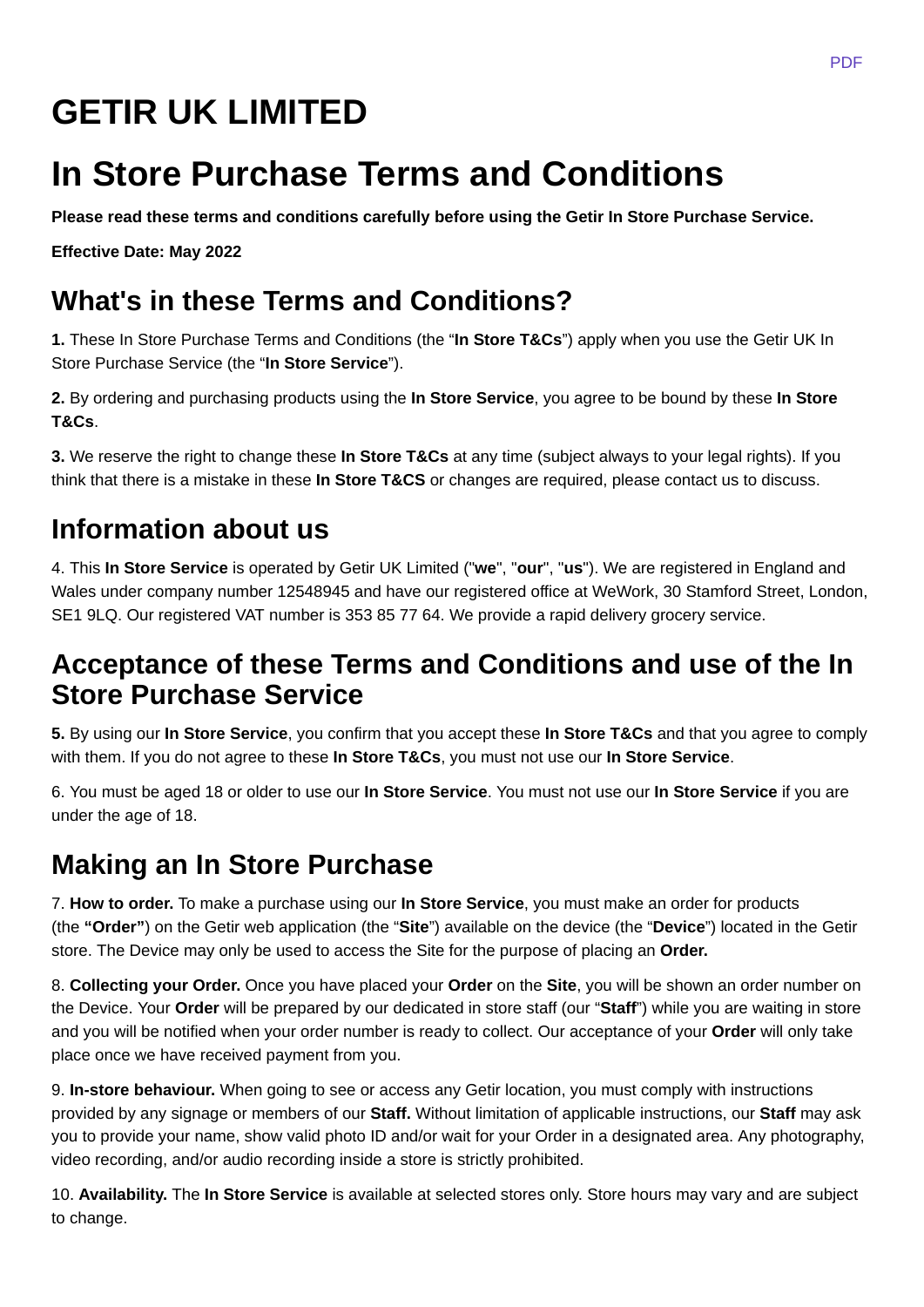# GETIR UK LIMITED

# In Store Purchase Terms and Conditions

**Please read these terms and conditions carefully before using the Getir In Store Purchase Service.**

**Effective Date: May 2022**

## What's in these Terms and Conditions?

**1.** These In Store Purchase Terms and Conditions (the "**In Store T&Cs**") apply when you use the Getir UK In Store Purchase Service (the "**In Store Service**").

**2.** By ordering and purchasing products using the **In Store Service**, you agree to be bound by these **In Store T&Cs**.

**3.** We reserve the right to change these **In Store T&Cs** at any time (subject always to your legal rights). If you think that there is a mistake in these **In Store T&CS** or changes are required, please contact us to discuss.

## Information about us

4. This **In Store Service** is operated by Getir UK Limited ("**we**", "**our**", "**us**"). We are registered in England and Wales under company number 12548945 and have our registered office at WeWork, 30 Stamford Street, London, SE1 9LQ. Our registered VAT number is 353 85 77 64. We provide a rapid delivery grocery service.

## Acceptance of these Terms and Conditions and use of the In Store Purchase Service

**5.** By using our **In Store Service**, you confirm that you accept these **In Store T&Cs** and that you agree to comply with them. If you do not agree to these **In Store T&Cs**, you must not use our **In Store Service**.

6. You must be aged 18 or older to use our **In Store Service**. You must not use our **In Store Service** if you are under the age of 18.

## Making an In Store Purchase

7. **How to order.** To make a purchase using our **In Store Service**, you must make an order for products (the **"Order"**) on the Getir web application (the "**Site**") available on the device (the "**Device**") located in the Getir store. The Device may only be used to access the Site for the purpose of placing an **Order.**

8. **Collecting your Order.** Once you have placed your **Order** on the **Site**, you will be shown an order number on the Device. Your **Order** will be prepared by our dedicated in store staff (our "**Staff**") while you are waiting in store and you will be notified when your order number is ready to collect. Our acceptance of your **Order** will only take place once we have received payment from you.

9. **In-store behaviour.** When going to see or access any Getir location, you must comply with instructions provided by any signage or members of our **Staff.** Without limitation of applicable instructions, our **Staff** may ask you to provide your name, show valid photo ID and/or wait for your Order in a designated area. Any photography, video recording, and/or audio recording inside a store is strictly prohibited.

10. **Availability.** The **In Store Service** is available at selected stores only. Store hours may vary and are subject to change.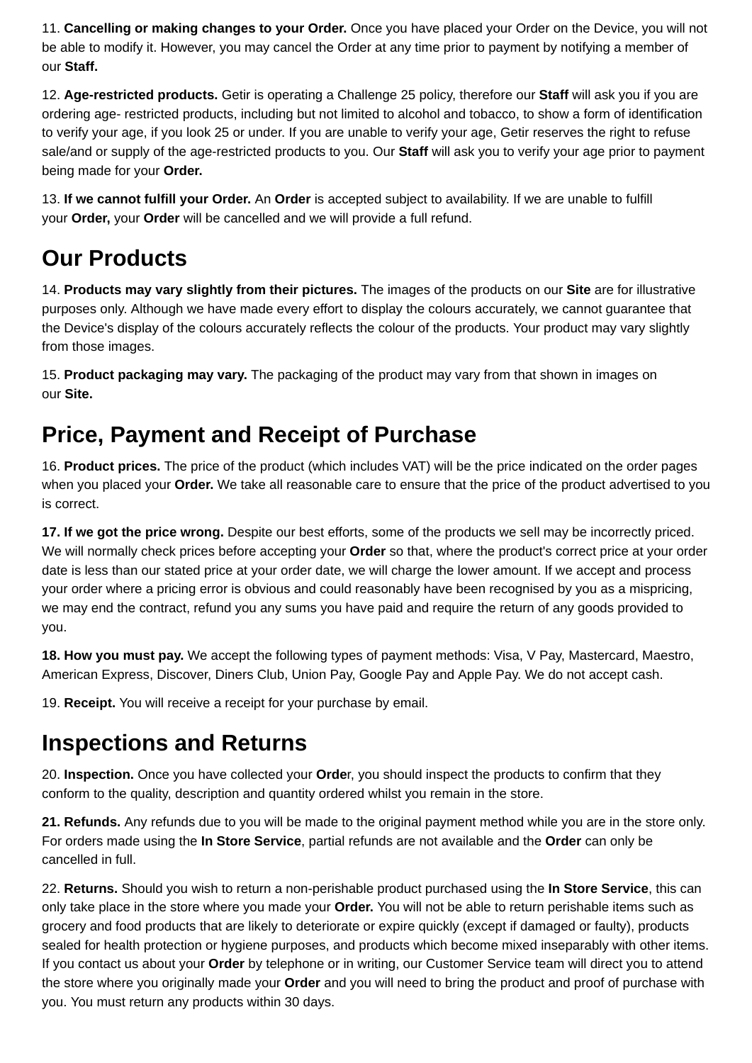11. **Cancelling or making changes to your Order.** Once you have placed your Order on the Device, you will not be able to modify it. However, you may cancel the Order at any time prior to payment by notifying a member of our **Staff.**

12. **Age-restricted products.** Getir is operating a Challenge 25 policy, therefore our **Staff** will ask you if you are ordering age- restricted products, including but not limited to alcohol and tobacco, to show a form of identification to verify your age, if you look 25 or under. If you are unable to verify your age, Getir reserves the right to refuse sale/and or supply of the age-restricted products to you. Our **Staff** will ask you to verify your age prior to payment being made for your **Order.**

13. **If we cannot fulfill your Order.** An **Order** is accepted subject to availability. If we are unable to fulfill your **Order,** your **Order** will be cancelled and we will provide a full refund.

## Our Products

14. **Products may vary slightly from their pictures.** The images of the products on our **Site** are for illustrative purposes only. Although we have made every effort to display the colours accurately, we cannot guarantee that the Device's display of the colours accurately reflects the colour of the products. Your product may vary slightly from those images.

15. **Product packaging may vary.** The packaging of the product may vary from that shown in images on our **Site.**

## Price, Payment and Receipt of Purchase

16. **Product prices.** The price of the product (which includes VAT) will be the price indicated on the order pages when you placed your **Order.** We take all reasonable care to ensure that the price of the product advertised to you is correct.

**17. If we got the price wrong.** Despite our best efforts, some of the products we sell may be incorrectly priced. We will normally check prices before accepting your **Order** so that, where the product's correct price at your order date is less than our stated price at your order date, we will charge the lower amount. If we accept and process your order where a pricing error is obvious and could reasonably have been recognised by you as a mispricing, we may end the contract, refund you any sums you have paid and require the return of any goods provided to you.

**18. How you must pay.** We accept the following types of payment methods: Visa, V Pay, Mastercard, Maestro, American Express, Discover, Diners Club, Union Pay, Google Pay and Apple Pay. We do not accept cash.

19. **Receipt.** You will receive a receipt for your purchase by email.

## Inspections and Returns

20. **Inspection.** Once you have collected your **Orde**r, you should inspect the products to confirm that they conform to the quality, description and quantity ordered whilst you remain in the store.

**21. Refunds.** Any refunds due to you will be made to the original payment method while you are in the store only. For orders made using the **In Store Service**, partial refunds are not available and the **Order** can only be cancelled in full.

22. **Returns.** Should you wish to return a non-perishable product purchased using the **In Store Service**, this can only take place in the store where you made your **Order.** You will not be able to return perishable items such as grocery and food products that are likely to deteriorate or expire quickly (except if damaged or faulty), products sealed for health protection or hygiene purposes, and products which become mixed inseparably with other items. If you contact us about your **Order** by telephone or in writing, our Customer Service team will direct you to attend the store where you originally made your **Order** and you will need to bring the product and proof of purchase with you. You must return any products within 30 days.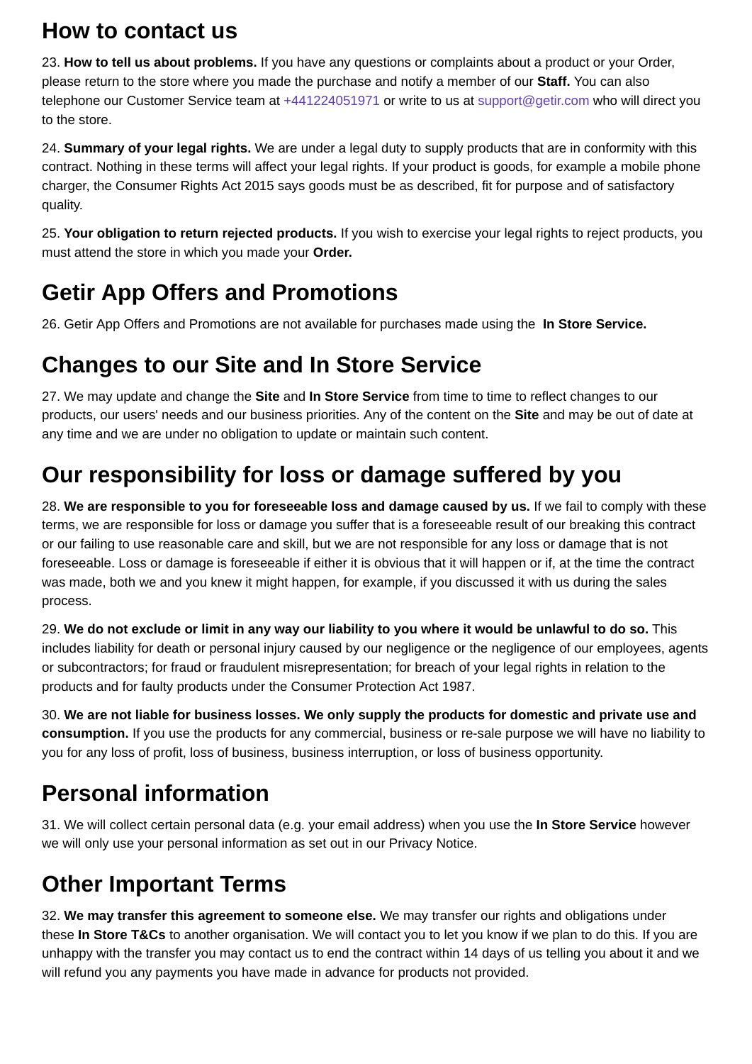## How to contact us

23. **How to tell us about problems.** If you have any questions or complaints about a product or your Order, please return to the store where you made the purchase and notify a member of our **Staff.** You can also telephone our Customer Service team at +441224051971 or write to us at support@getir.com who will direct you to the store.

24. **Summary of your legal rights.** We are under a legal duty to supply products that are in conformity with this contract. Nothing in these terms will affect your legal rights. If your product is goods, for example a mobile phone charger, the Consumer Rights Act 2015 says goods must be as described, fit for purpose and of satisfactory quality.

25. **Your obligation to return rejected products.** If you wish to exercise your legal rights to reject products, you must attend the store in which you made your **Order.**

## Getir App Offers and Promotions

26. Getir App Offers and Promotions are not available for purchases made using the **In Store Service.**

## Changes to our Site and In Store Service

27. We may update and change the **Site** and **In Store Service** from time to time to reflect changes to our products, our users' needs and our business priorities. Any of the content on the **Site** and may be out of date at any time and we are under no obligation to update or maintain such content.

## Our responsibility for loss or damage suffered by you

28. **We are responsible to you for foreseeable loss and damage caused by us.** If we fail to comply with these terms, we are responsible for loss or damage you suffer that is a foreseeable result of our breaking this contract or our failing to use reasonable care and skill, but we are not responsible for any loss or damage that is not foreseeable. Loss or damage is foreseeable if either it is obvious that it will happen or if, at the time the contract was made, both we and you knew it might happen, for example, if you discussed it with us during the sales process.

29. **We do not exclude or limit in any way our liability to you where it would be unlawful to do so.** This includes liability for death or personal injury caused by our negligence or the negligence of our employees, agents or subcontractors; for fraud or fraudulent misrepresentation; for breach of your legal rights in relation to the products and for faulty products under the Consumer Protection Act 1987.

30. **We are not liable for business losses. We only supply the products for domestic and private use and consumption.** If you use the products for any commercial, business or re-sale purpose we will have no liability to you for any loss of profit, loss of business, business interruption, or loss of business opportunity.

## Personal information

31. We will collect certain personal data (e.g. your email address) when you use the **In Store Service** however we will only use your personal information as set out in our Privacy Notice.

## Other Important Terms

32. **We may transfer this agreement to someone else.** We may transfer our rights and obligations under these **In Store T&Cs** to another organisation. We will contact you to let you know if we plan to do this. If you are unhappy with the transfer you may contact us to end the contract within 14 days of us telling you about it and we will refund you any payments you have made in advance for products not provided.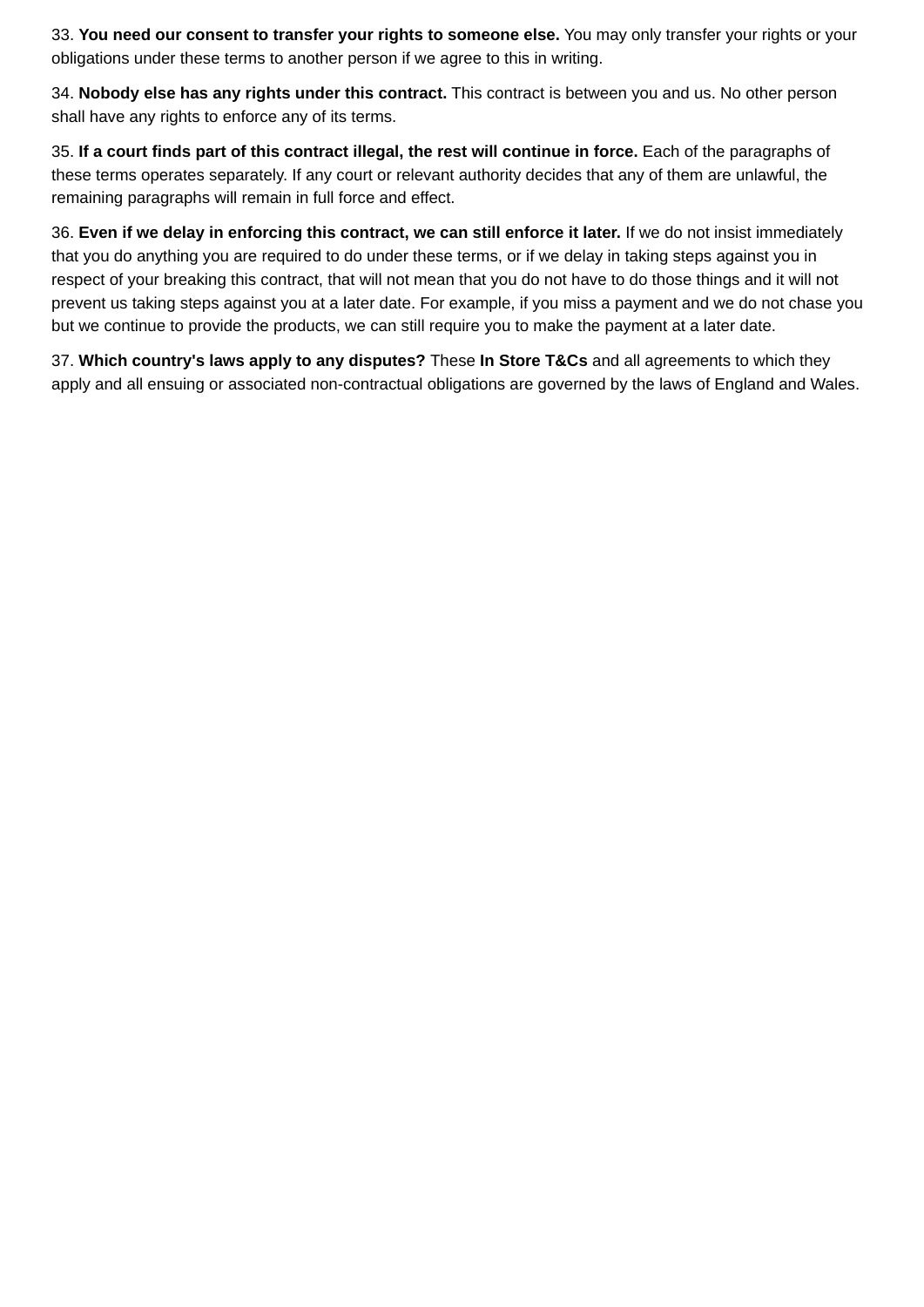33. **You need our consent to transfer your rights to someone else.** You may only transfer your rights or your obligations under these terms to another person if we agree to this in writing.

34. **Nobody else has any rights under this contract.** This contract is between you and us. No other person shall have any rights to enforce any of its terms.

35. **If a court finds part of this contract illegal, the rest will continue in force.** Each of the paragraphs of these terms operates separately. If any court or relevant authority decides that any of them are unlawful, the remaining paragraphs will remain in full force and effect.

36. **Even if we delay in enforcing this contract, we can still enforce it later.** If we do not insist immediately that you do anything you are required to do under these terms, or if we delay in taking steps against you in respect of your breaking this contract, that will not mean that you do not have to do those things and it will not prevent us taking steps against you at a later date. For example, if you miss a payment and we do not chase you but we continue to provide the products, we can still require you to make the payment at a later date.

37. **Which country's laws apply to any disputes?** These **In Store T&Cs** and all agreements to which they apply and all ensuing or associated non-contractual obligations are governed by the laws of England and Wales.